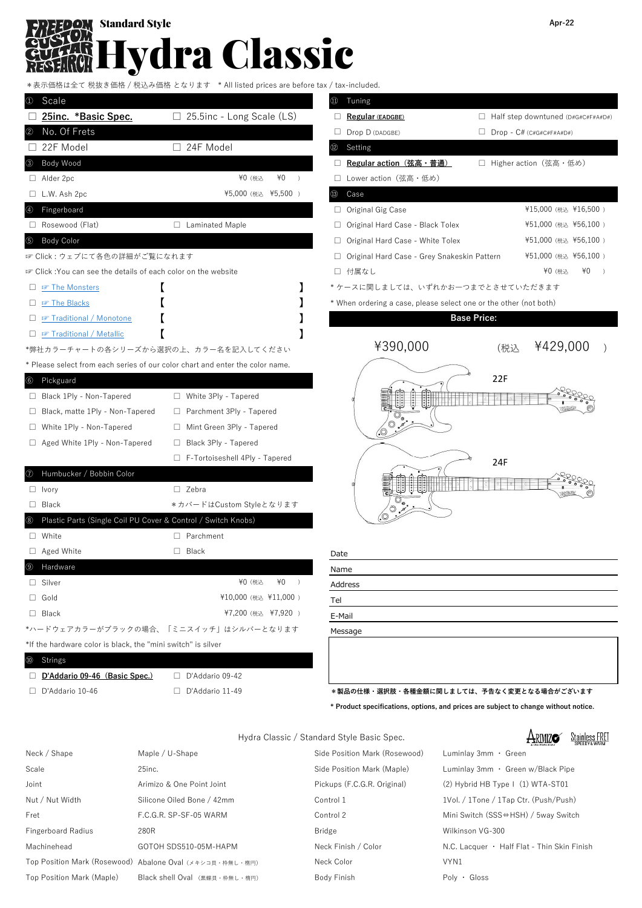Apr-22

# Standard Style Hydra Classic

＊表示価格は全て 税抜き価格 / 税込み価格 となります　* All listed prices are before tax / tax-included.

## ① Scale

- ☐ **25inc. *Basic Spec.**
- ☐ 25.5inc - Long Scale (LS)

## ② No. Of Frets

- ☐ 22F Model
- ☐ 24F Model

## ③ Body Wood

| | | |
|---|---|---|
| ☐ Alder 2pc | ¥0 | (税込 ¥0 ) |
| ☐ L.W. Ash 2pc | ¥5,000 | (税込 ¥5,500 ) |

## ④ Fingerboard

- ☐ Rosewood (Flat)
- ☐ Laminated Maple

## ⑤ Body Color

☞ Click : ウェブにて各色の詳細がご覧になれます

☞ Click :You can see the details of each color on the website

- ☐ ☞ The Monsters 【　　　　　】
- ☐ ☞ The Blacks 【　　　　　】
- ☐ ☞ Traditional / Monotone 【　　　　　】
- ☐ ☞ Traditional / Metallic 【　　　　　】

*弊社カラーチャートの各シリーズから選択の上、カラー名を記入してください

* Please select from each series of our color chart and enter the color name.

## ⑥ Pickguard

- ☐ Black 1Ply - Non-Tapered
- ☐ Black, matte 1Ply - Non-Tapered
- ☐ White 1Ply - Non-Tapered
- ☐ Aged White 1Ply - Non-Tapered
- ☐ White 3Ply - Tapered
- ☐ Parchment 3Ply - Tapered
- ☐ Mint Green 3Ply - Tapered
- ☐ Black 3Ply - Tapered
- ☐ F-Tortoiseshell 4Ply - Tapered

## ⑦ Humbucker / Bobbin Color

- ☐ Ivory
- ☐ Black
- ☐ Zebra

＊カバードはCustom Styleとなります

## ⑧ Plastic Parts (Single Coil PU Cover & Control / Switch Knobs)

- ☐ White
- ☐ Aged White
- ☐ Parchment
- ☐ Black

## ⑨ Hardware

| | | |
|---|---|---|
| ☐ Silver | ¥0 | (税込 ¥0 ) |
| ☐ Gold | ¥10,000 | (税込 ¥11,000 ) |
| ☐ Black | ¥7,200 | (税込 ¥7,920 ) |

*ハードウェアカラーがブラックの場合、「ミニスイッチ」はシルバーとなります

*If the hardware color is black, the "mini switch" is silver

## ⑩ Strings

- ☐ **D'Addario 09-46（Basic Spec.）**
- ☐ D'Addario 10-46
- ☐ D'Addario 09-42
- ☐ D'Addario 11-49

## ⑪ Tuning

- ☐ **Regular (EADGBE)**
- ☐ Drop D (DADGBE)
- ☐ Half step downtuned (D#G#C#F#A#D#)
- ☐ Drop - C# (C#G#C#F#A#D#)

## ⑫ Setting

- ☐ **Regular action（弦高・普通）**
- ☐ Lower action（弦高・低め）
- ☐ Higher action（弦高・低め）

## ⑬ Case

| | | |
|---|---|---|
| ☐ Original Gig Case | ¥15,000 | (税込 ¥16,500 ) |
| ☐ Original Hard Case - Black Tolex | ¥51,000 | (税込 ¥56,100 ) |
| ☐ Original Hard Case - White Tolex | ¥51,000 | (税込 ¥56,100 ) |
| ☐ Original Hard Case - Grey Snakeskin Pattern | ¥51,000 | (税込 ¥56,100 ) |
| ☐ 付属なし | ¥0 | (税込 ¥0 ) |

＊ケースに関しましては、いずれかお一つまでとさせていただきます

* When ordering a case, please select one or the other (not both)

## Base Price:

¥390,000 (税込 ¥429,000 )

22F

24F

Date

Name

Address

Tel

E-Mail

Message

**＊製品の仕様・選択肢・各種金額に関しましては、予告なく変更となる場合がございます**

*** Product specifications, options, and prices are subject to change without notice.**

## Hydra Classic / Standard Style Basic Spec.

| | | | |
|---|---|---|---|
| Neck / Shape | Maple / U-Shape | Side Position Mark (Rosewood) | Luminlay 3mm ・ Green |
| Scale | 25inc. | Side Position Mark (Maple) | Luminlay 3mm ・ Green w/Black Pipe |
| Joint | Arimizo & One Point Joint | Pickups (F.C.G.R. Original) | (2) Hybrid HB Type I (1) WTA-ST01 |
| Nut / Nut Width | Silicone Oiled Bone / 42mm | Control 1 | 1Vol. / 1Tone / 1Tap Ctr. (Push/Push) |
| Fret | F.C.G.R. SP-SF-05 WARM | Control 2 | Mini Switch (SSS⇔HSH) / 5way Switch |
| Fingerboard Radius | 280R | Bridge | Wilkinson VG-300 |
| Machinehead | GOTOH SDS510-05M-HAPM | Neck Finish / Color | N.C. Lacquer ・ Half Flat - Thin Skin Finish |
| Top Position Mark (Rosewood) | Abalone Oval (メキシコ貝・枠無し・楕円) | Neck Color | VYN1 |
| Top Position Mark (Maple) | Black shell Oval (黒蝶貝・枠無し・楕円) | Body Finish | Poly ・ Gloss |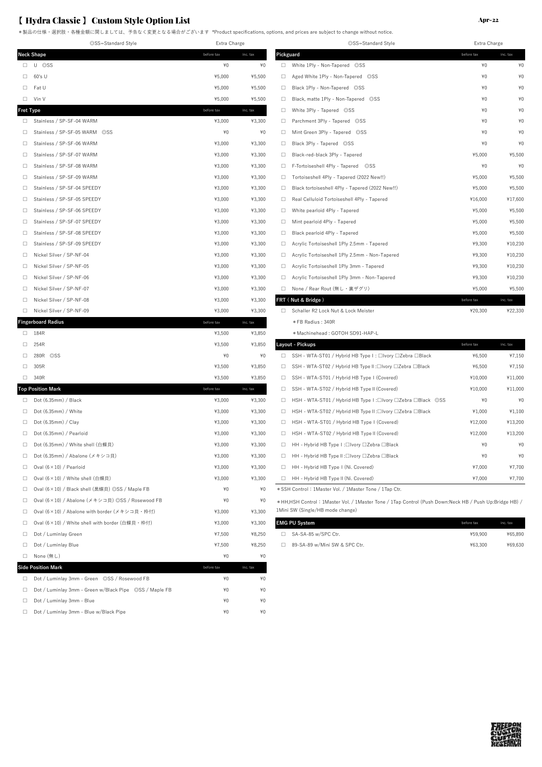# 【 Hydra Classic 】 Custom Style Option List

Apr-22

＊製品の仕様・選択肢・各種金額に関しましては、予告なく変更となる場合がございます *Product specifications, options, and prices are subject to change without notice.

| ◎SS=Standard Style | Extra Charge | |
|---|---|---|
| **Neck Shape** | before tax | inc. tax |
| □ U ◎SS | ¥0 | ¥0 |
| □ 60's U | ¥5,000 | ¥5,500 |
| □ Fat U | ¥5,000 | ¥5,500 |
| □ Vin V | ¥5,000 | ¥5,500 |
| **Fret Type** | before tax | inc. tax |
| □ Stainless / SP-SF-04 WARM | ¥3,000 | ¥3,300 |
| □ Stainless / SP-SF-05 WARM ◎SS | ¥0 | ¥0 |
| □ Stainless / SP-SF-06 WARM | ¥3,000 | ¥3,300 |
| □ Stainless / SP-SF-07 WARM | ¥3,000 | ¥3,300 |
| □ Stainless / SP-SF-08 WARM | ¥3,000 | ¥3,300 |
| □ Stainless / SP-SF-09 WARM | ¥3,000 | ¥3,300 |
| □ Stainless / SP-SF-04 SPEEDY | ¥3,000 | ¥3,300 |
| □ Stainless / SP-SF-05 SPEEDY | ¥3,000 | ¥3,300 |
| □ Stainless / SP-SF-06 SPEEDY | ¥3,000 | ¥3,300 |
| □ Stainless / SP-SF-07 SPEEDY | ¥3,000 | ¥3,300 |
| □ Stainless / SP-SF-08 SPEEDY | ¥3,000 | ¥3,300 |
| □ Stainless / SP-SF-09 SPEEDY | ¥3,000 | ¥3,300 |
| □ Nickel Silver / SP-NF-04 | ¥3,000 | ¥3,300 |
| □ Nickel Silver / SP-NF-05 | ¥3,000 | ¥3,300 |
| □ Nickel Silver / SP-NF-06 | ¥3,000 | ¥3,300 |
| □ Nickel Silver / SP-NF-07 | ¥3,000 | ¥3,300 |
| □ Nickel Silver / SP-NF-08 | ¥3,000 | ¥3,300 |
| □ Nickel Silver / SP-NF-09 | ¥3,000 | ¥3,300 |
| **Fingerboard Radius** | before tax | inc. tax |
| □ 184R | ¥3,500 | ¥3,850 |
| □ 254R | ¥3,500 | ¥3,850 |
| □ 280R ◎SS | ¥0 | ¥0 |
| □ 305R | ¥3,500 | ¥3,850 |
| □ 340R | ¥3,500 | ¥3,850 |
| **Top Position Mark** | before tax | inc. tax |
| □ Dot (6.35mm) / Black | ¥3,000 | ¥3,300 |
| □ Dot (6.35mm) / White | ¥3,000 | ¥3,300 |
| □ Dot (6.35mm) / Clay | ¥3,000 | ¥3,300 |
| □ Dot (6.35mm) / Pearloid | ¥3,000 | ¥3,300 |
| □ Dot (6.35mm) / White shell (白蝶貝) | ¥3,000 | ¥3,300 |
| □ Dot (6.35mm) / Abalone (メキシコ貝) | ¥3,000 | ¥3,300 |
| □ Oval (6×10) / Pearloid | ¥3,000 | ¥3,300 |
| □ Oval (6×10) / White shell (白蝶貝) | ¥3,000 | ¥3,300 |
| □ Oval (6×10) / Black shell (黒蝶貝) ◎SS / Maple FB | ¥0 | ¥0 |
| □ Oval (6×10) / Abalone (メキシコ貝) ◎SS / Rosewood FB | ¥0 | ¥0 |
| □ Oval (6×10) / Abalone with border (メキシコ貝・枠付) | ¥3,000 | ¥3,300 |
| □ Oval (6×10) / White shell with border (白蝶貝・枠付) | ¥3,000 | ¥3,300 |
| □ Dot / Luminlay Green | ¥7,500 | ¥8,250 |
| □ Dot / Luminlay Blue | ¥7,500 | ¥8,250 |
| □ None (無し) | ¥0 | ¥0 |
| **Side Position Mark** | before tax | inc. tax |
| □ Dot / Luminlay 3mm - Green ◎SS / Rosewood FB | ¥0 | ¥0 |
| □ Dot / Luminlay 3mm - Green w/Black Pipe ◎SS / Maple FB | ¥0 | ¥0 |
| □ Dot / Luminlay 3mm - Blue | ¥0 | ¥0 |
| □ Dot / Luminlay 3mm - Blue w/Black Pipe | ¥0 | ¥0 |

| ◎SS=Standard Style | Extra Charge | |
|---|---|---|
| **Pickguard** | before tax | inc. tax |
| □ White 1Ply - Non-Tapered ◎SS | ¥0 | ¥0 |
| □ Aged White 1Ply - Non-Tapered ◎SS | ¥0 | ¥0 |
| □ Black 1Ply - Non-Tapered ◎SS | ¥0 | ¥0 |
| □ Black, matte 1Ply - Non-Tapered ◎SS | ¥0 | ¥0 |
| □ White 3Ply - Tapered ◎SS | ¥0 | ¥0 |
| □ Parchment 3Ply - Tapered ◎SS | ¥0 | ¥0 |
| □ Mint Green 3Ply - Tapered ◎SS | ¥0 | ¥0 |
| □ Black 3Ply - Tapered ◎SS | ¥0 | ¥0 |
| □ Black-red-black 3Ply - Tapered | ¥5,000 | ¥5,500 |
| □ F-Tortoiseshell 4Ply - Tapered ◎SS | ¥0 | ¥0 |
| □ Tortoiseshell 4Ply - Tapered (2022 New!!) | ¥5,000 | ¥5,500 |
| □ Black tortoiseshell 4Ply - Tapered (2022 New!!) | ¥5,000 | ¥5,500 |
| □ Real Celluloid Tortoiseshell 4Ply - Tapered | ¥16,000 | ¥17,600 |
| □ White pearloid 4Ply - Tapered | ¥5,000 | ¥5,500 |
| □ Mint pearloid 4Ply - Tapered | ¥5,000 | ¥5,500 |
| □ Black pearloid 4Ply - Tapered | ¥5,000 | ¥5,500 |
| □ Acrylic Tortoiseshell 1Ply 2.5mm - Tapered | ¥9,300 | ¥10,230 |
| □ Acrylic Tortoiseshell 1Ply 2.5mm - Non-Tapered | ¥9,300 | ¥10,230 |
| □ Acrylic Tortoiseshell 1Ply 3mm - Tapered | ¥9,300 | ¥10,230 |
| □ Acrylic Tortoiseshell 1Ply 3mm - Non-Tapered | ¥9,300 | ¥10,230 |
| □ None / Rear Rout (無し・裏ザグリ) | ¥5,000 | ¥5,500 |
| **FRT ( Nut & Bridge )** | before tax | inc. tax |
| □ Schaller R2 Lock Nut & Lock Meister | ¥20,300 | ¥22,330 |
| ＊FB Radius : 340R | | |
| ＊Machinehead : GOTOH SD91-HAP-L | | |
| **Layout - Pickups** | before tax | inc. tax |
| □ SSH - WTA-ST01 / Hybrid HB Type I : □Ivory □Zebra □Black | ¥6,500 | ¥7,150 |
| □ SSH - WTA-ST02 / Hybrid HB Type II :□Ivory □Zebra □Black | ¥6,500 | ¥7,150 |
| □ SSH - WTA-ST01 / Hybrid HB Type I (Covered) | ¥10,000 | ¥11,000 |
| □ SSH - WTA-ST02 / Hybrid HB Type II (Covered) | ¥10,000 | ¥11,000 |
| □ HSH - WTA-ST01 / Hybrid HB Type I :□Ivory □Zebra □Black ◎SS | ¥0 | ¥0 |
| □ HSH - WTA-ST02 / Hybrid HB Type II :□Ivory □Zebra □Black | ¥1,000 | ¥1,100 |
| □ HSH - WTA-ST01 / Hybrid HB Type I (Covered) | ¥12,000 | ¥13,200 |
| □ HSH - WTA-ST02 / Hybrid HB Type II (Covered) | ¥12,000 | ¥13,200 |
| □ HH - Hybrid HB Type I :□Ivory □Zebra □Black | ¥0 | ¥0 |
| □ HH - Hybrid HB Type II :□Ivory □Zebra □Black | ¥0 | ¥0 |
| □ HH - Hybrid HB Type I (Ni. Covered) | ¥7,000 | ¥7,700 |
| □ HH - Hybrid HB Type II (Ni. Covered) | ¥7,000 | ¥7,700 |

＊SSH Control : 1Master Vol. / 1Master Tone / 1Tap Ctr.

＊HH,HSH Control : 1Master Vol. / 1Master Tone / 1Tap Control (Push Down:Neck HB / Push Up:Bridge HB) / 1Mini SW (Single/HB mode change)

| **EMG PU System** | before tax | inc. tax |
|---|---|---|
| □ SA-SA-85 w/SPC Ctr. | ¥59,900 | ¥65,890 |
| □ 89-SA-89 w/Mini SW & SPC Ctr. | ¥63,300 | ¥69,630 |

FREEDOM CUSTOM GUITAR RESEARCH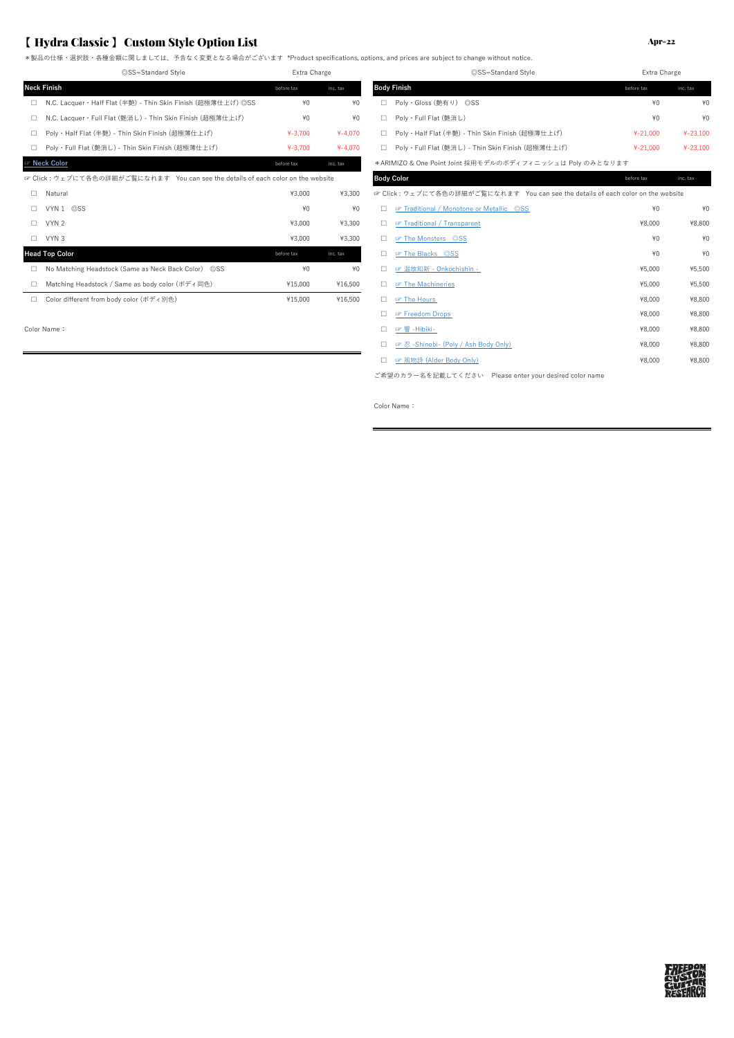# 【 Hydra Classic 】 Custom Style Option List

Apr-22

＊製品の仕様・選択肢・各種金額に関しましては、予告なく変更となる場合がございます *Product specifications, options, and prices are subject to change without notice.

◎SS=Standard Style — Extra Charge

| Neck Finish | before tax | inc. tax |
|---|---|---|
| □ N.C. Lacquer・Half Flat (半艶) - Thin Skin Finish (超極薄仕上げ) ◎SS | ¥0 | ¥0 |
| □ N.C. Lacquer・Full Flat (艶消し) - Thin Skin Finish (超極薄仕上げ) | ¥0 | ¥0 |
| □ Poly・Half Flat (半艶) - Thin Skin Finish (超極薄仕上げ) | ¥-3,700 | ¥-4,070 |
| □ Poly・Full Flat (艶消し) - Thin Skin Finish (超極薄仕上げ) | ¥-3,700 | ¥-4,070 |

| ☞ Neck Color | before tax | inc. tax |
|---|---|---|
| ☞ Click : ウェブにて各色の詳細がご覧になれます You can see the details of each color on the website | | |
| □ Natural | ¥3,000 | ¥3,300 |
| □ VYN 1 ◎SS | ¥0 | ¥0 |
| □ VYN 2 | ¥3,000 | ¥3,300 |
| □ VYN 3 | ¥3,000 | ¥3,300 |

| Head Top Color | before tax | inc. tax |
|---|---|---|
| □ No Matching Headstock (Same as Neck Back Color) ◎SS | ¥0 | ¥0 |
| □ Matching Headstock / Same as body color (ボディ同色) | ¥15,000 | ¥16,500 |
| □ Color different from body color (ボディ別色) | ¥15,000 | ¥16,500 |

Color Name：

◎SS=Standard Style — Extra Charge

| Body Finish | before tax | inc. tax |
|---|---|---|
| □ Poly・Gloss (艶有り) ◎SS | ¥0 | ¥0 |
| □ Poly・Full Flat (艶消し) | ¥0 | ¥0 |
| □ Poly・Half Flat (半艶) - Thin Skin Finish (超極薄仕上げ) | ¥-21,000 | ¥-23,100 |
| □ Poly・Full Flat (艶消し) - Thin Skin Finish (超極薄仕上げ) | ¥-21,000 | ¥-23,100 |

＊ARIMIZO & One Point Joint 採用モデルのボディフィニッシュは Poly のみとなります

| Body Color | before tax | inc. tax |
|---|---|---|
| ☞ Click : ウェブにて各色の詳細がご覧になれます You can see the details of each color on the website | | |
| □ ☞ Traditional / Monotone or Metallic ◎SS | ¥0 | ¥0 |
| □ ☞ Traditional / Transparent | ¥8,000 | ¥8,800 |
| □ ☞ The Monsters ◎SS | ¥0 | ¥0 |
| □ ☞ The Blacks ◎SS | ¥0 | ¥0 |
| □ ☞ 温故知新 - Onkochishin - | ¥5,000 | ¥5,500 |
| □ ☞ The Machineries | ¥5,000 | ¥5,500 |
| □ ☞ The Hours | ¥8,000 | ¥8,800 |
| □ ☞ Freedom Drops | ¥8,000 | ¥8,800 |
| □ ☞ 響 -Hibiki- | ¥8,000 | ¥8,800 |
| □ ☞ 忍 -Shinobi- (Poly / Ash Body Only) | ¥8,000 | ¥8,800 |
| □ ☞ 風物詩 (Alder Body Only) | ¥8,000 | ¥8,800 |

ご希望のカラー名を記載してください Please enter your desired color name

Color Name：